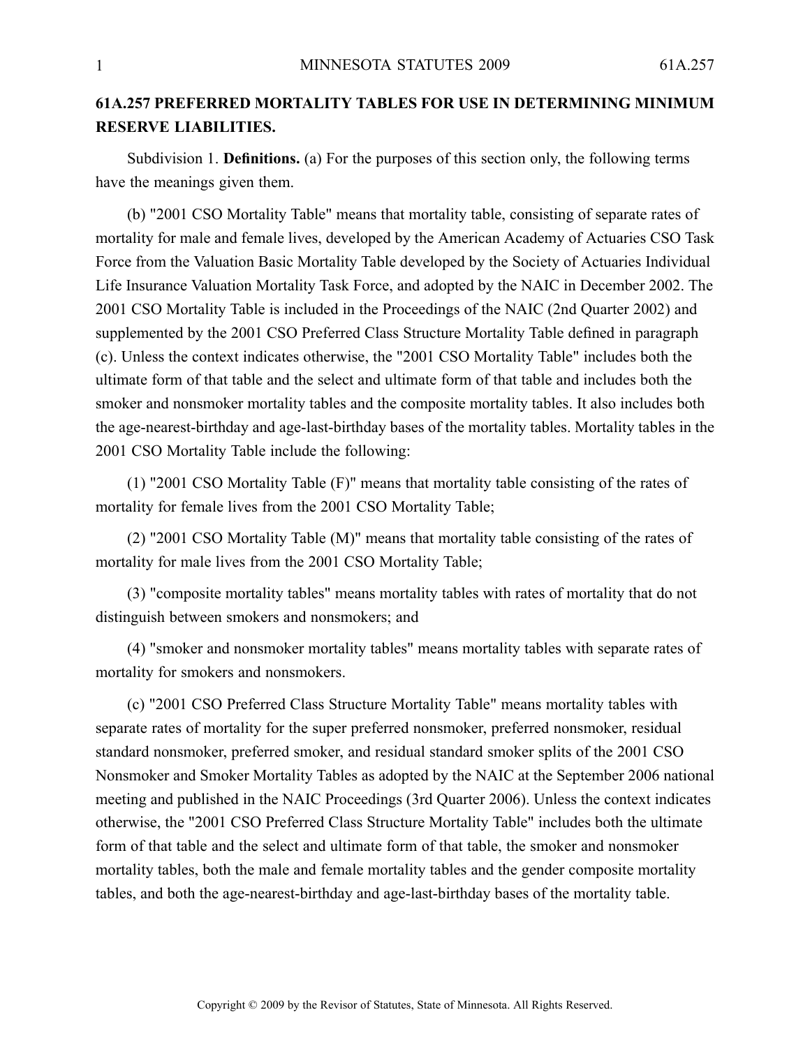# 61A.257 PREFERRED MORTALITY TABLES FOR USE IN DETERMINING MINIMUM RESERVE LIABILITIES.

Subdivision 1. **Definitions.** (a) For the purposes of this section only, the following terms have the meanings given them.

(b) "2001 CSO Mortality Table" means that mortality table, consisting of separate rates of mortality for male and female lives, developed by the American Academy of Actuaries CSO Task Force from the Valuation Basic Mortality Table developed by the Society of Actuaries Individual Life Insurance Valuation Mortality Task Force, and adopted by the NAIC in December 2002. The 2001 CSO Mortality Table is included in the Proceedings of the NAIC (2nd Quarter 2002) and supplemented by the 2001 CSO Preferred Class Structure Mortality Table defined in paragraph (c). Unless the context indicates otherwise, the "2001 CSO Mortality Table" includes both the ultimate form of that table and the select and ultimate form of that table and includes both the smoker and nonsmoker mortality tables and the composite mortality tables. It also includes both the age-nearest-birthday and age-last-birthday bases of the mortality tables. Mortality tables in the 2001 CSO Mortality Table include the following:

(1) "2001 CSO Mortality Table (F)" means that mortality table consisting of the rates of mortality for female lives from the 2001 CSO Mortality Table;

(2) "2001 CSO Mortality Table (M)" means that mortality table consisting of the rates of mortality for male lives from the 2001 CSO Mortality Table;

(3) "composite mortality tables" means mortality tables with rates of mortality that do not distinguish between smokers and nonsmokers; and

(4) "smoker and nonsmoker mortality tables" means mortality tables with separate rates of mortality for smokers and nonsmokers.

(c) "2001 CSO Preferred Class Structure Mortality Table" means mortality tables with separate rates of mortality for the super preferred nonsmoker, preferred nonsmoker, residual standard nonsmoker, preferred smoker, and residual standard smoker splits of the 2001 CSO Nonsmoker and Smoker Mortality Tables as adopted by the NAIC at the September 2006 national meeting and published in the NAIC Proceedings (3rd Quarter 2006). Unless the context indicates otherwise, the "2001 CSO Preferred Class Structure Mortality Table" includes both the ultimate form of that table and the select and ultimate form of that table, the smoker and nonsmoker mortality tables, both the male and female mortality tables and the gender composite mortality tables, and both the age-nearest-birthday and age-last-birthday bases of the mortality table.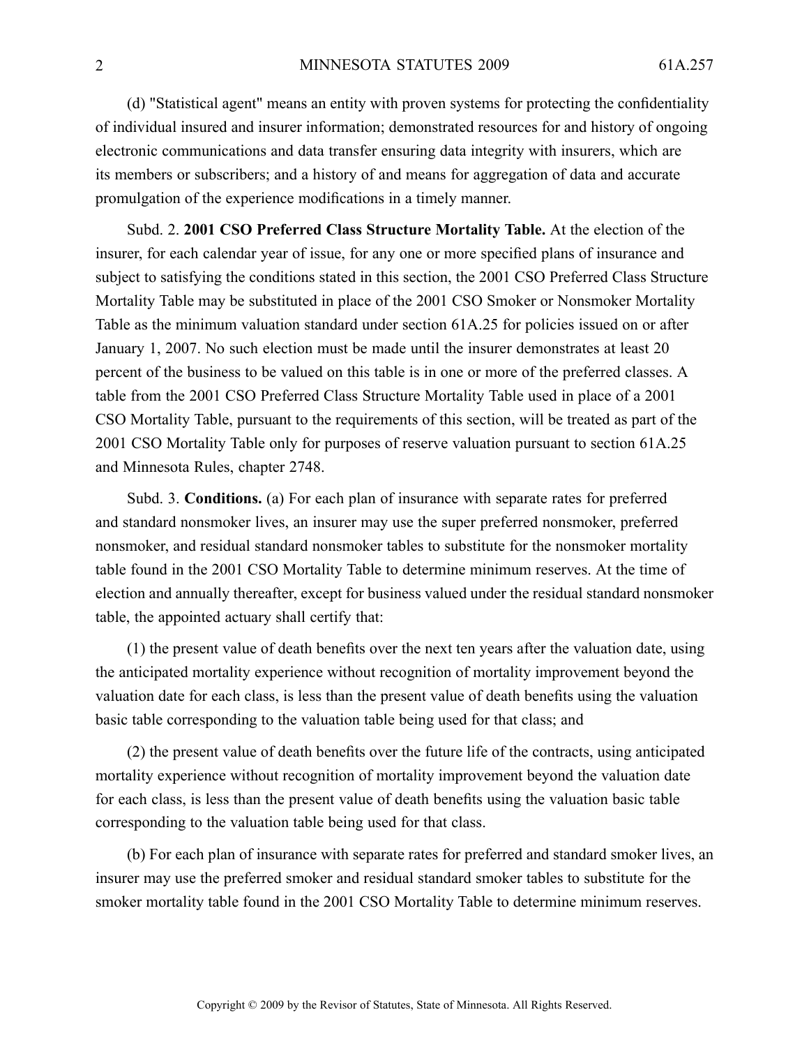(d) "Statistical agent" means an entity with proven systems for protecting the confidentiality of individual insured and insurer information; demonstrated resources for and history of ongoing electronic communications and data transfer ensuring data integrity with insurers, which are its members or subscribers; and a history of and means for aggregation of data and accurate promulgation of the experience modifications in a timely manner.

Subd. 2. **2001 CSO Preferred Class Structure Mortality Table.** At the election of the insurer, for each calendar year of issue, for any one or more specified plans of insurance and subject to satisfying the conditions stated in this section, the 2001 CSO Preferred Class Structure Mortality Table may be substituted in place of the 2001 CSO Smoker or Nonsmoker Mortality Table as the minimum valuation standard under section 61A.25 for policies issued on or after January 1, 2007. No such election must be made until the insurer demonstrates at least 20 percent of the business to be valued on this table is in one or more of the preferred classes. A table from the 2001 CSO Preferred Class Structure Mortality Table used in place of a 2001 CSO Mortality Table, pursuant to the requirements of this section, will be treated as part of the 2001 CSO Mortality Table only for purposes of reserve valuation pursuant to section 61A.25 and Minnesota Rules, chapter 2748.

Subd. 3. **Conditions.** (a) For each plan of insurance with separate rates for preferred and standard nonsmoker lives, an insurer may use the super preferred nonsmoker, preferred nonsmoker, and residual standard nonsmoker tables to substitute for the nonsmoker mortality table found in the 2001 CSO Mortality Table to determine minimum reserves. At the time of election and annually thereafter, except for business valued under the residual standard nonsmoker table, the appointed actuary shall certify that:

(1) the present value of death benefits over the next ten years after the valuation date, using the anticipated mortality experience without recognition of mortality improvement beyond the valuation date for each class, is less than the present value of death benefits using the valuation basic table corresponding to the valuation table being used for that class; and

(2) the present value of death benefits over the future life of the contracts, using anticipated mortality experience without recognition of mortality improvement beyond the valuation date for each class, is less than the present value of death benefits using the valuation basic table corresponding to the valuation table being used for that class.

(b) For each plan of insurance with separate rates for preferred and standard smoker lives, an insurer may use the preferred smoker and residual standard smoker tables to substitute for the smoker mortality table found in the 2001 CSO Mortality Table to determine minimum reserves.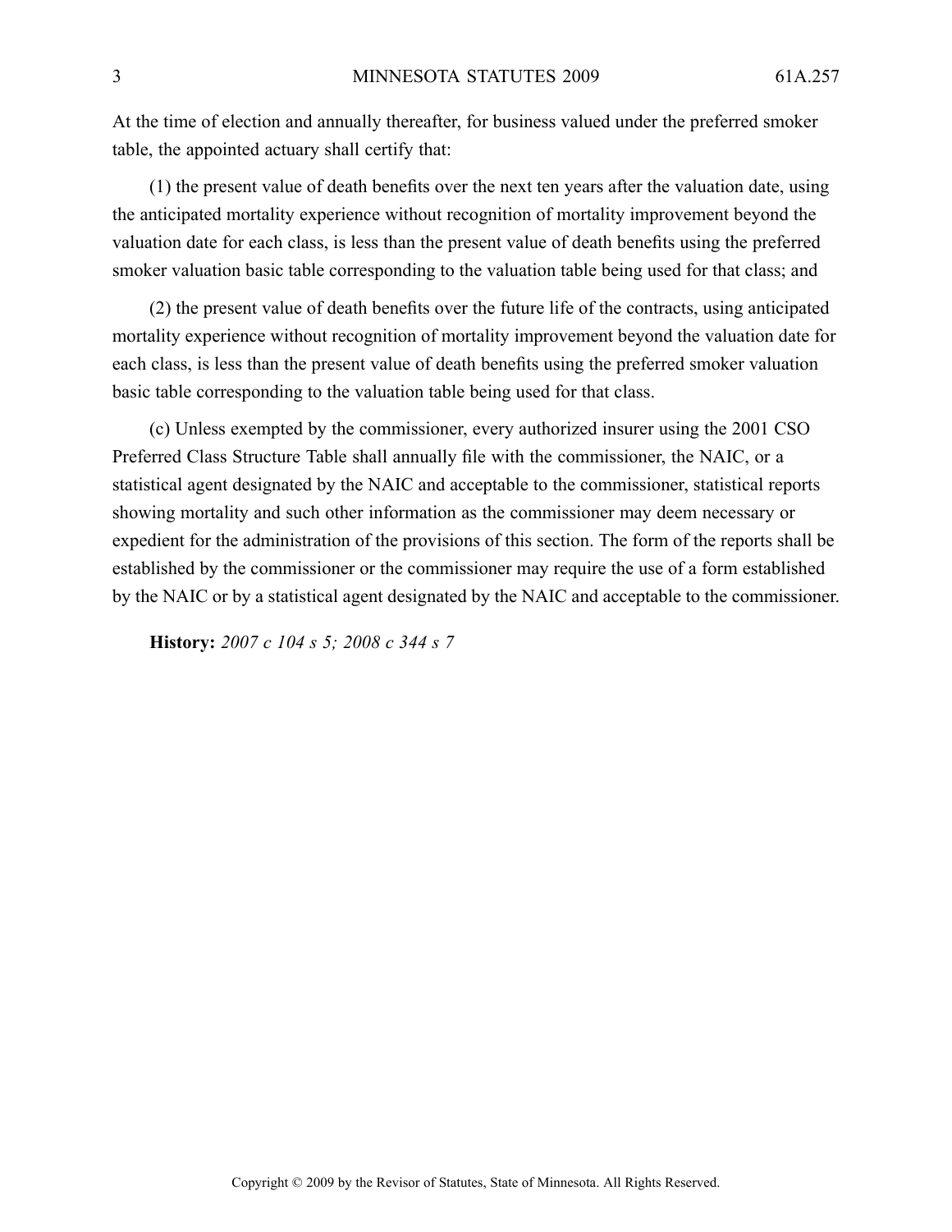At the time of election and annually thereafter, for business valued under the preferred smoker table, the appointed actuary shall certify that:

(1) the present value of death benefits over the next ten years after the valuation date, using the anticipated mortality experience without recognition of mortality improvement beyond the valuation date for each class, is less than the present value of death benefits using the preferred smoker valuation basic table corresponding to the valuation table being used for that class; and

(2) the present value of death benefits over the future life of the contracts, using anticipated mortality experience without recognition of mortality improvement beyond the valuation date for each class, is less than the present value of death benefits using the preferred smoker valuation basic table corresponding to the valuation table being used for that class.

(c) Unless exempted by the commissioner, every authorized insurer using the 2001 CSO Preferred Class Structure Table shall annually file with the commissioner, the NAIC, or a statistical agent designated by the NAIC and acceptable to the commissioner, statistical reports showing mortality and such other information as the commissioner may deem necessary or expedient for the administration of the provisions of this section. The form of the reports shall be established by the commissioner or the commissioner may require the use of a form established by the NAIC or by a statistical agent designated by the NAIC and acceptable to the commissioner.

**History:** *2007 c 104 s 5; 2008 c 344 s 7*